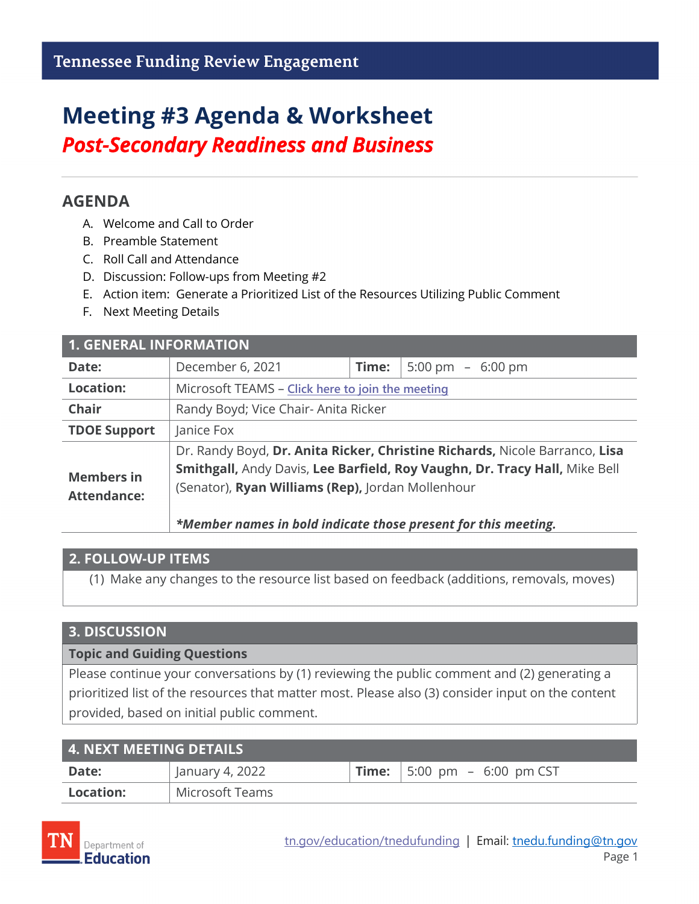Tennessee Funding Review Engagement

# Meeting #3 Agenda & Worksheet

## *Post-Secondary Readiness and Business*

## AGENDA

A. Welcome and Call to Order
B. Preamble Statement
C. Roll Call and Attendance
D. Discussion: Follow-ups from Meeting #2
E. Action item: Generate a Prioritized List of the Resources Utilizing Public Comment
F. Next Meeting Details

| 1. GENERAL INFORMATION | | | |
|---|---|---|---|
| **Date:** | December 6, 2021 | **Time:** | 5:00 pm – 6:00 pm |
| **Location:** | Microsoft TEAMS – Click here to join the meeting | | |
| **Chair** | Randy Boyd; Vice Chair- Anita Ricker | | |
| **TDOE Support** | Janice Fox | | |
| **Members in Attendance:** | Dr. Randy Boyd, **Dr. Anita Ricker, Christine Richards,** Nicole Barranco, **Lisa Smithgall,** Andy Davis, **Lee Barfield, Roy Vaughn, Dr. Tracy Hall,** Mike Bell (Senator), **Ryan Williams (Rep),** Jordan Mollenhour<br><br>***\*Member names in bold indicate those present for this meeting.*** | | |

| 2. FOLLOW-UP ITEMS |
|---|
| (1) Make any changes to the resource list based on feedback (additions, removals, moves) |

| 3. DISCUSSION |
|---|
| **Topic and Guiding Questions** |
| Please continue your conversations by (1) reviewing the public comment and (2) generating a prioritized list of the resources that matter most. Please also (3) consider input on the content provided, based on initial public comment. |

| 4. NEXT MEETING DETAILS | | | |
|---|---|---|---|
| **Date:** | January 4, 2022 | **Time:** | 5:00 pm – 6:00 pm CST |
| **Location:** | Microsoft Teams | | |

TN Department of Education

tn.gov/education/tnedufunding | Email: tnedu.funding@tn.gov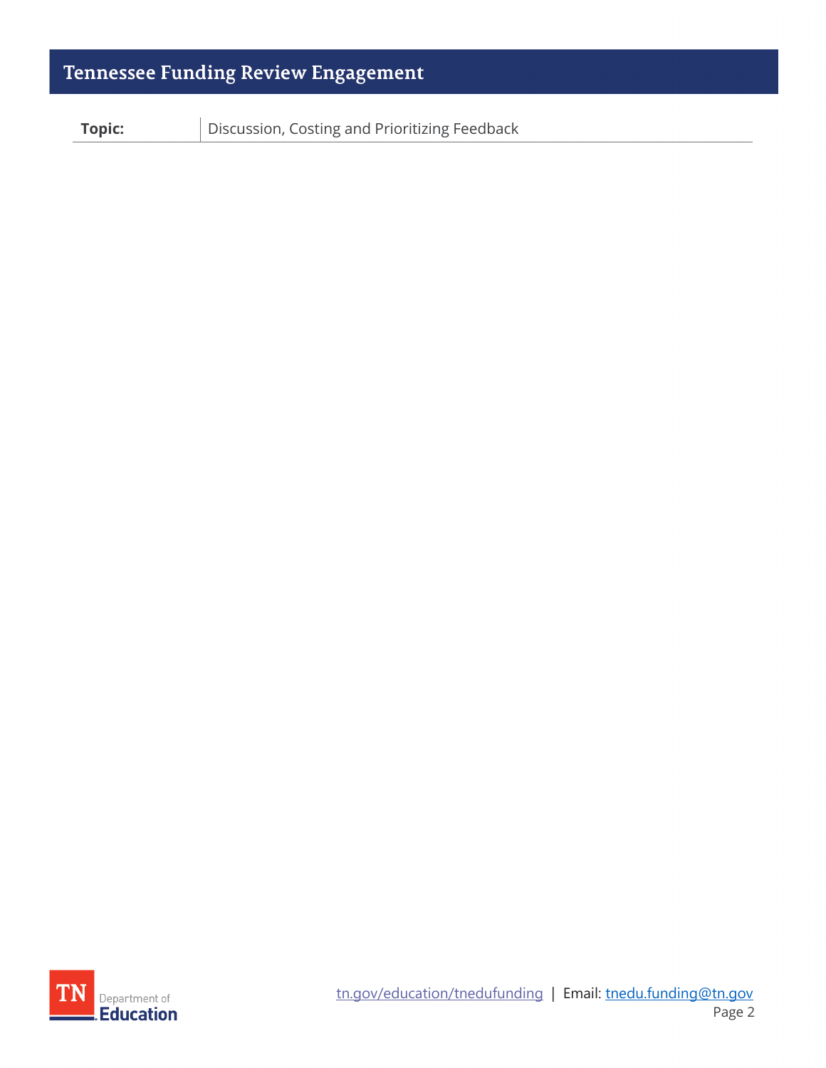| Topic: | Discussion, Costing and Prioritizing Feedback |
| --- | --- |